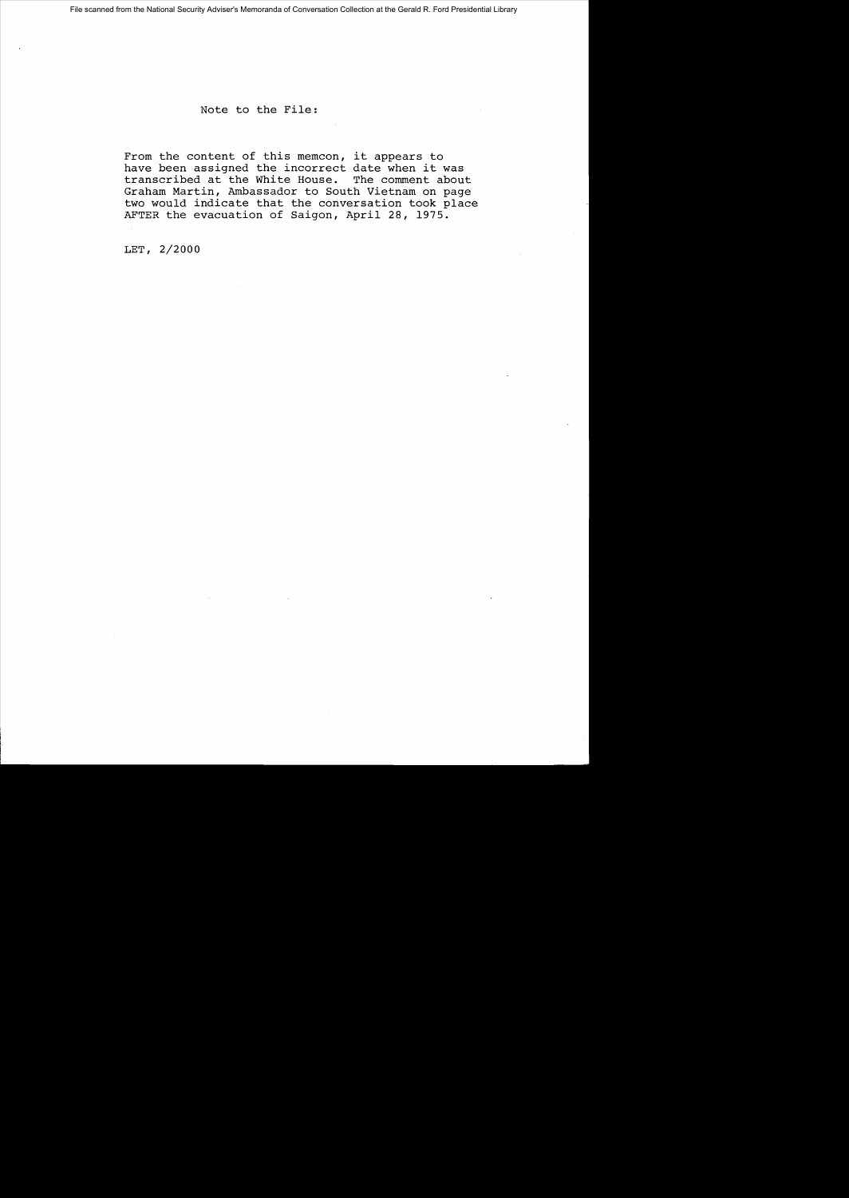Note to the File:

From the content of this memcon, it appears to have been assigned the incorrect date when it was transcribed at the White House. The comment about Graham Martin, Ambassador to South Vietnam on page two would indicate that the conversation took place AFTER the evacuation of Saigon, April 28, 1975.

LET, 2/2000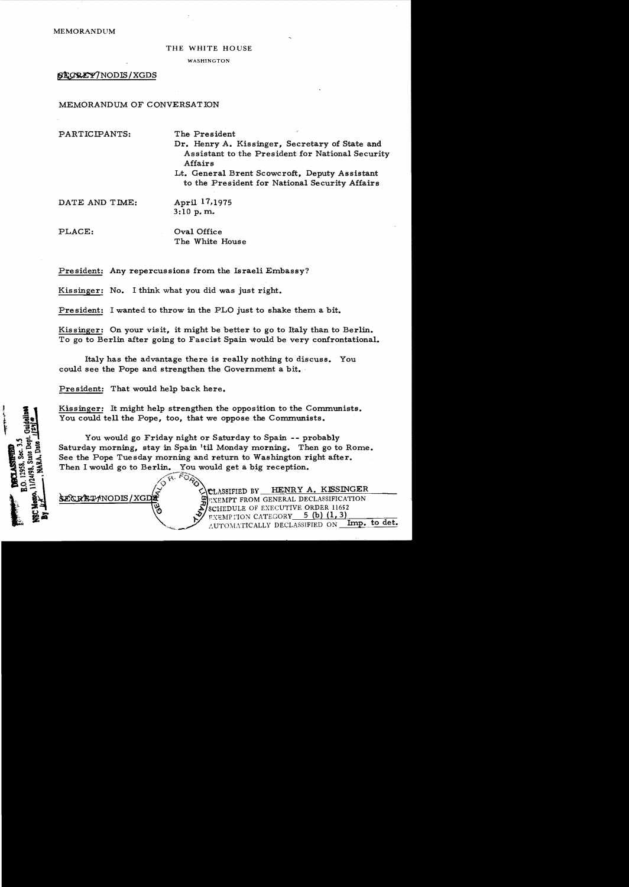MEMORANDUM

THE WHITE HOUSE

WASHINGTON

SECRET/NODIS/XGDS

MEMORANDUM OF CONVERSATION

PARTICIPANTS: The President

Dr. Henry A. Kissinger, Secretary of State and Assistant to the President for National Security Affairs

Lt. General Brent Scowcroft, Deputy Assistant to the President for National Security Affairs

DATE AND TIME: April 17, 1975
3:10 p.m.

PLACE: Oval Office
The White House

President: Any repercussions from the Israeli Embassy?

Kissinger: No. I think what you did was just right.

President: I wanted to throw in the PLO just to shake them a bit.

Kissinger: On your visit, it might be better to go to Italy than to Berlin. To go to Berlin after going to Fascist Spain would be very confrontational.

Italy has the advantage there is really nothing to discuss. You could see the Pope and strengthen the Government a bit.

President: That would help back here.

Kissinger: It might help strengthen the opposition to the Communists. You could tell the Pope, too, that we oppose the Communists.

You would go Friday night or Saturday to Spain -- probably Saturday morning, stay in Spain 'til Monday morning. Then go to Rome. See the Pope Tuesday morning and return to Washington right after. Then I would go to Berlin. You would get a big reception.

DECLASSIFIED
E.O. 12958, Sec. 3.5
NSC Memo, 11/24/98, State Dept. Guidelines
By ___, NARA, Date ___

SECRET/NODIS/XGDS

CLASSIFIED BY HENRY A. KISSINGER
EXEMPT FROM GENERAL DECLASSIFICATION
SCHEDULE OF EXECUTIVE ORDER 11652
EXEMPTION CATEGORY 5 (b) (1, 3)
AUTOMATICALLY DECLASSIFIED ON Imp. to det.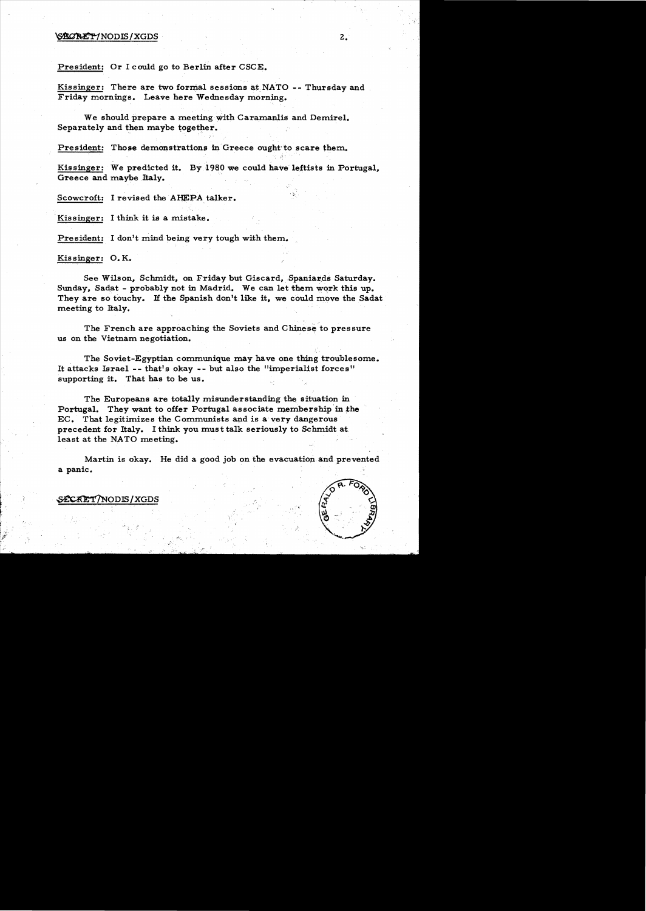President: Or I could go to Berlin after CSCE.

Kissinger: There are two formal sessions at NATO -- Thursday and Friday mornings. Leave here Wednesday morning.

We should prepare a meeting with Caramanlis and Demirel. Separately and then maybe together.

President: Those demonstrations in Greece ought to scare them.

Kissinger: We predicted it. By 1980 we could have leftists in Portugal, Greece and maybe Italy.

Scowcroft: I revised the AHEPA talker.

Kissinger: I think it is a mistake.

President: I don't mind being very tough with them.

Kissinger: O.K.

See Wilson, Schmidt, on Friday but Giscard, Spaniards Saturday. Sunday, Sadat - probably not in Madrid. We can let them work this up. They are so touchy. If the Spanish don't like it, we could move the Sadat meeting to Italy.

The French are approaching the Soviets and Chinese to pressure us on the Vietnam negotiation.

The Soviet-Egyptian communique may have one thing troublesome. It attacks Israel -- that's okay -- but also the "imperialist forces" supporting it. That has to be us.

The Europeans are totally misunderstanding the situation in Portugal. They want to offer Portugal associate membership in the EC. That legitimizes the Communists and is a very dangerous precedent for Italy. I think you must talk seriously to Schmidt at least at the NATO meeting.

Martin is okay. He did a good job on the evacuation and prevented a panic.

SECRET/NODIS/XGDS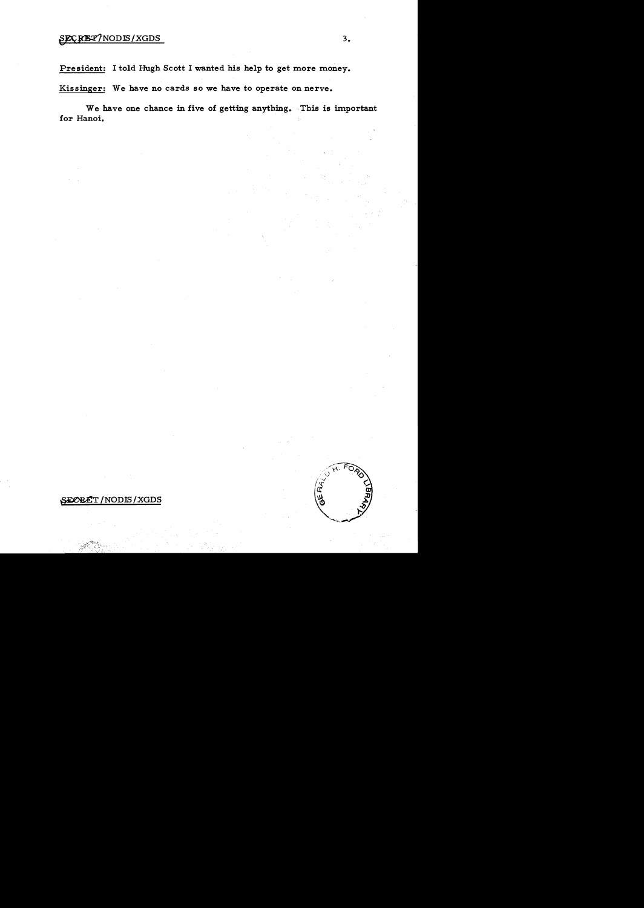President: I told Hugh Scott I wanted his help to get more money.

Kissinger: We have no cards so we have to operate on nerve.

We have one chance in five of getting anything. This is important for Hanoi.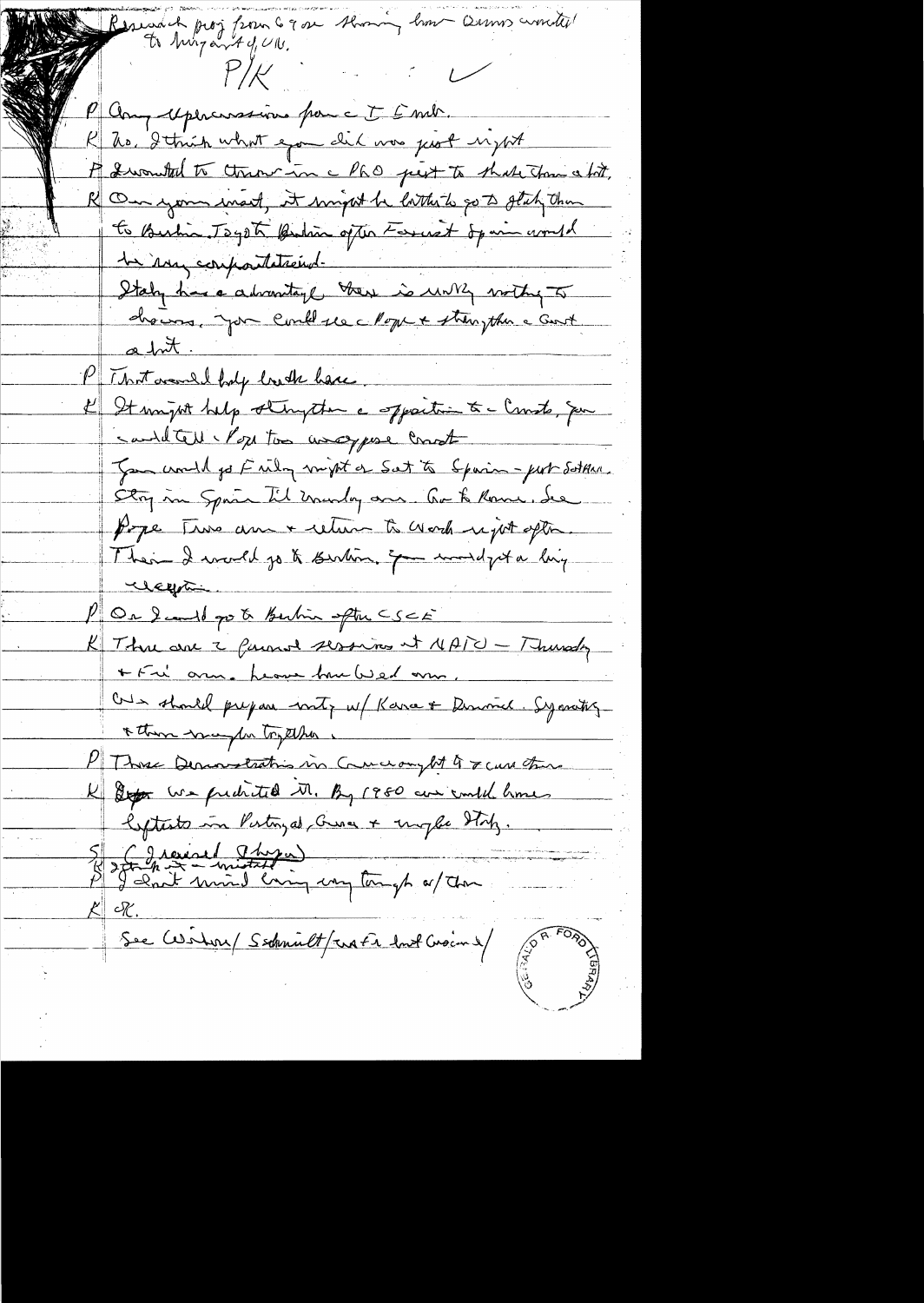Research proj from 67 on showing how Quemoy contributed to hungary and UK.

P/K ✓

P Any repercussions from the TE [?] mtg.

K No. I think what you did was just right.

P I wanted to throw in the PRO just to shake them a bit.

K On your visit, it might be better to go to Italy than to Berlin. To go to Berlin after Ford visit Spain would be very confrontational.

Italy has advantage there is nothing to discuss. You could see Pope + strengthen the Govt a bit.

P That would help both here.

K It might help strengthen the opposition to Comm. You could tell the Pope to oppose Commt.

You could go Friday night or Sat to Spain – just 60th [?]. Stay in Spain til Monday am. Go to Rome. See Pope Tues am + return to work right after. Then I would go to Berlin. You would get a big reception.

P Or I could go to Berlin after CSCE.

K There are 2 [?] sessions at NATO – Thursday + Fri am. Leave there Wed am.

We should prepare with w/ Kasa + Rumsfeld. Separately + then maybe together.

P Those demonstrations in Germany hit 4 or 5 cur [?]

K We predicted it. By 1980 we could have leftists in Portugal, Greece + maybe Italy.

S (Israel Shapir) I think it a mistake.

P I don't mind being very tough w/ them.

K OK.

See Winton / Schmidt / [?] / [?]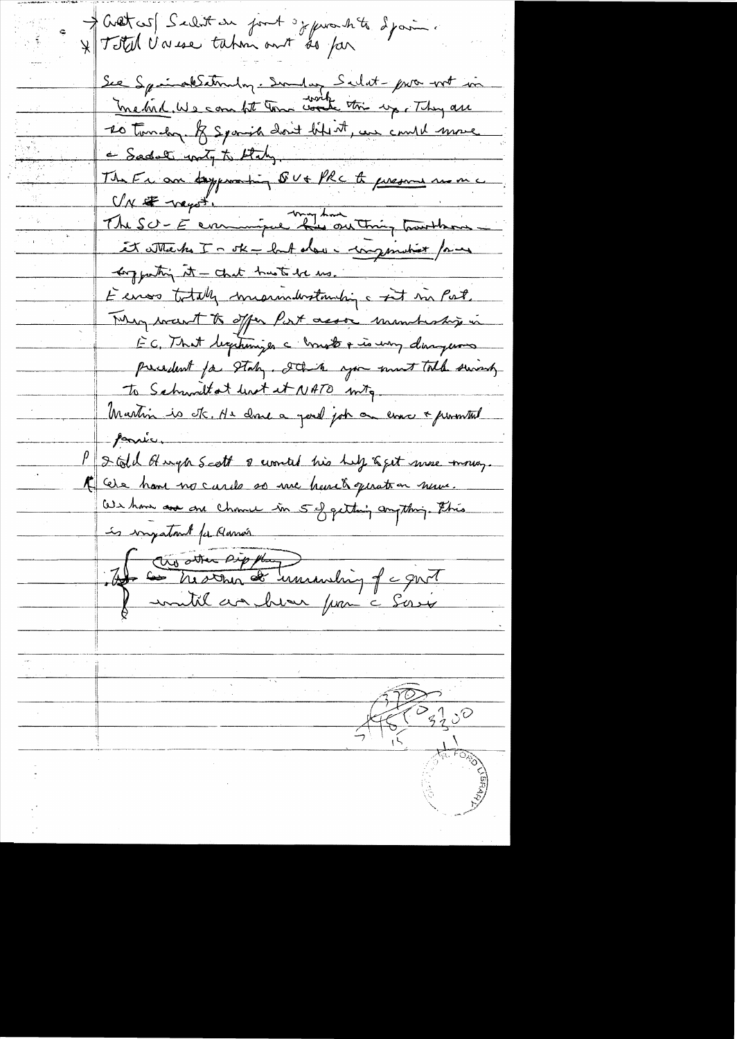→ Getas/ Sadat on joint appreach to Spain.
\* Total Varsee taken out so far

See Spain Saturday. Sunday Sadat - prev not in Madrid. We can but time work this up. They are so touchy. If Spanish don't lift it, we could move c Sadat unity to Italy.

The Fr are supporting SU & PRC to presume some c UN rept.

The SU - E communique may have our thing touch on — it attacks I - ok - but also c unpredict [?] for us supporting it — that has to be us.

E cross totally misunderstanding c sit in Port. They want to offer Port assoc membership in EC. That legitimizes c Comm & is very dangerous precedent for Italy. I think you must talk strongly to Schmidt at least at NATO mtg.

Martin is ok. He done a good job on evac & prevented panic.

P I told Hugh Scott I wanted his help to get more money.
K We have no cards so we have to operate on nerve.
We have ~~an~~ one chance in 5 of getting anything. This is important for Kassim [?]

{ No other Dip play
{ ~~No~~ Neither at unraveling of c govt until we hear from c Sov's